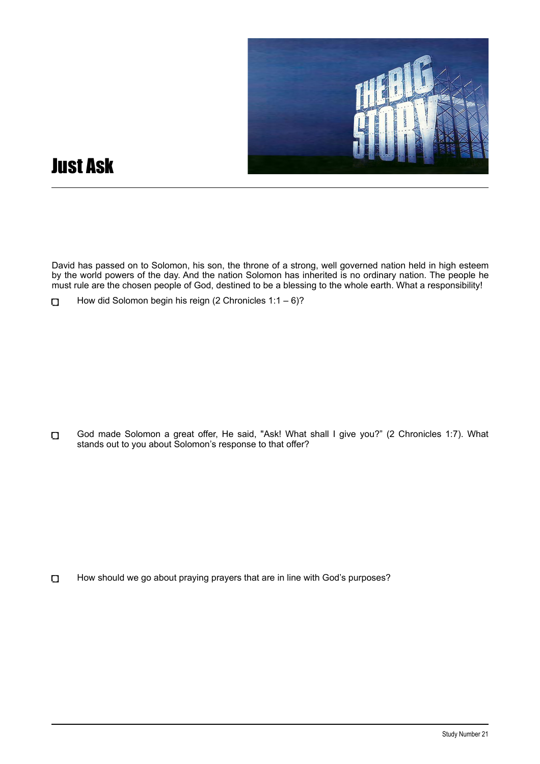# Just Ask

David has passed on to Solomon, his son, the throne of a strong, well governed nation held in high esteem by the world powers of the day. And the nation Solomon has inherited is no ordinary nation. The people he must rule are the chosen people of God, destined to be a blessing to the whole earth. What a responsibility!

- ☐ How did Solomon begin his reign (2 Chronicles 1:1 – 6)?

- ☐ God made Solomon a great offer, He said, "Ask! What shall I give you?" (2 Chronicles 1:7). What stands out to you about Solomon's response to that offer?

- ☐ How should we go about praying prayers that are in line with God's purposes?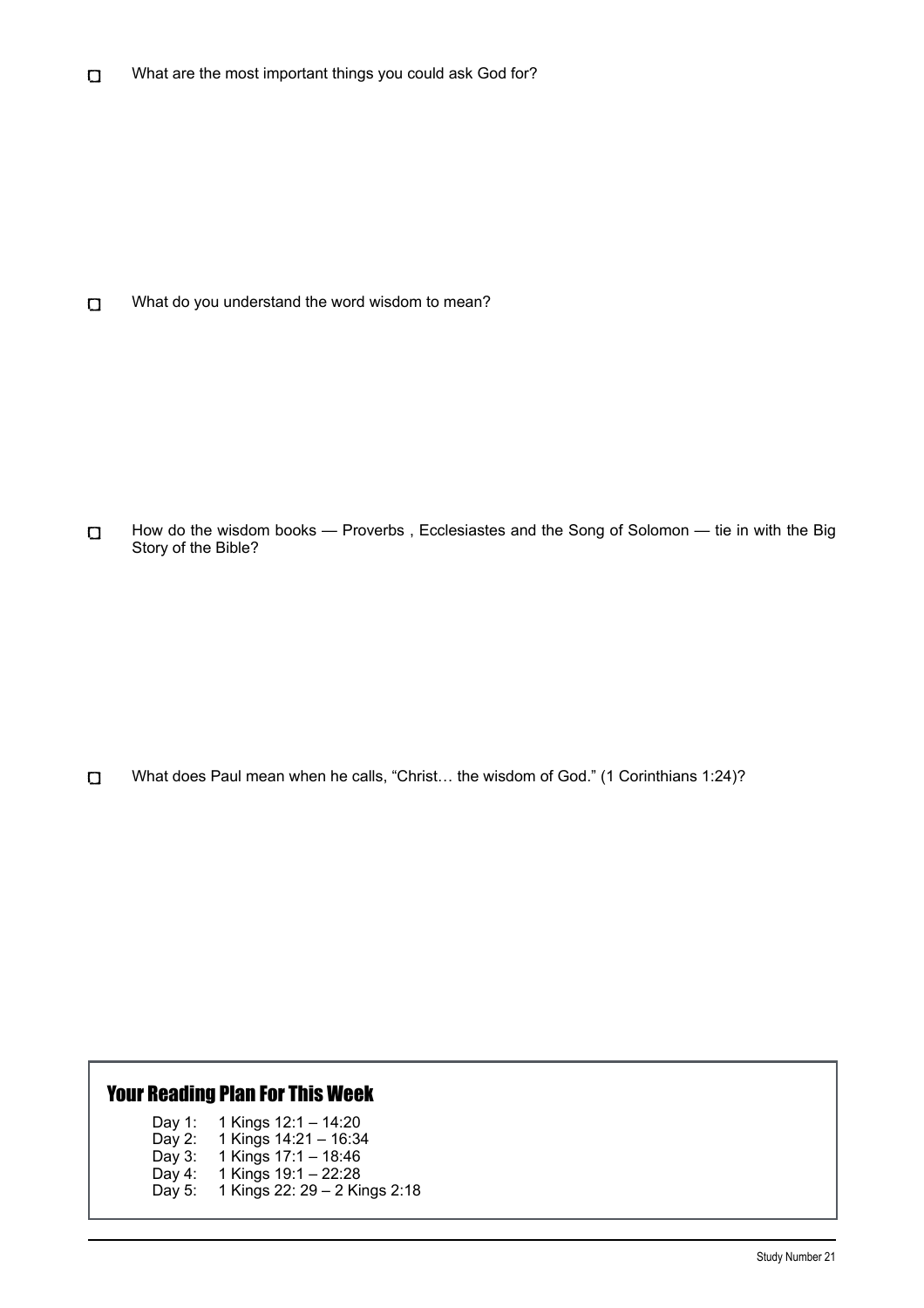- [ ] What are the most important things you could ask God for?

- [ ] What do you understand the word wisdom to mean?

- [ ] How do the wisdom books — Proverbs , Ecclesiastes and the Song of Solomon — tie in with the Big Story of the Bible?

- [ ] What does Paul mean when he calls, “Christ… the wisdom of God.” (1 Corinthians 1:24)?

## Your Reading Plan For This Week

Day 1: 1 Kings 12:1 – 14:20
Day 2: 1 Kings 14:21 – 16:34
Day 3: 1 Kings 17:1 – 18:46
Day 4: 1 Kings 19:1 – 22:28
Day 5: 1 Kings 22: 29 – 2 Kings 2:18